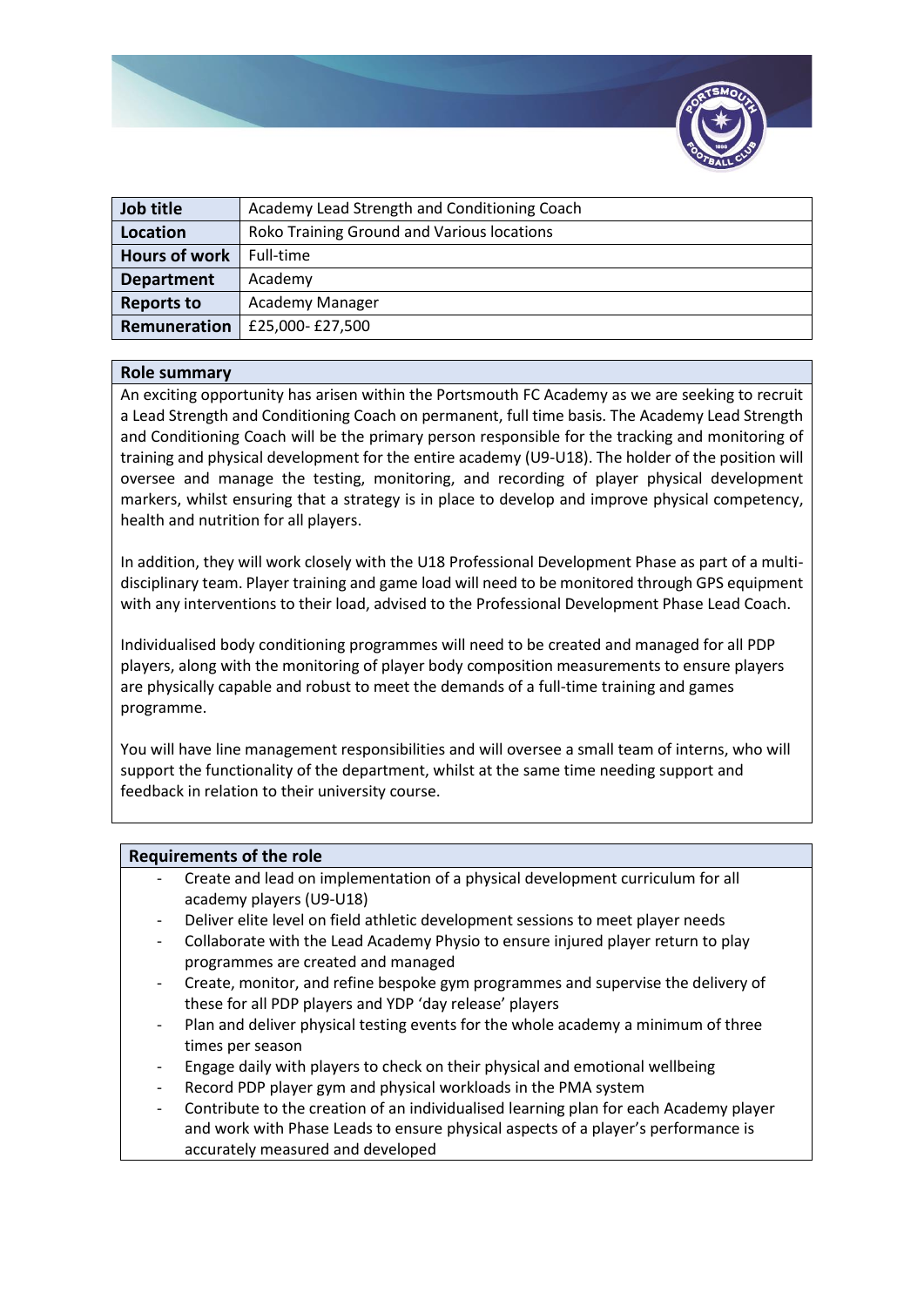| Job title | Academy Lead Strength and Conditioning Coach |
|---|---|
| Location | Roko Training Ground and Various locations |
| Hours of work | Full-time |
| Department | Academy |
| Reports to | Academy Manager |
| Remuneration | £25,000- £27,500 |

## Role summary

An exciting opportunity has arisen within the Portsmouth FC Academy as we are seeking to recruit a Lead Strength and Conditioning Coach on permanent, full time basis. The Academy Lead Strength and Conditioning Coach will be the primary person responsible for the tracking and monitoring of training and physical development for the entire academy (U9-U18). The holder of the position will oversee and manage the testing, monitoring, and recording of player physical development markers, whilst ensuring that a strategy is in place to develop and improve physical competency, health and nutrition for all players.

In addition, they will work closely with the U18 Professional Development Phase as part of a multi-disciplinary team. Player training and game load will need to be monitored through GPS equipment with any interventions to their load, advised to the Professional Development Phase Lead Coach.

Individualised body conditioning programmes will need to be created and managed for all PDP players, along with the monitoring of player body composition measurements to ensure players are physically capable and robust to meet the demands of a full-time training and games programme.

You will have line management responsibilities and will oversee a small team of interns, who will support the functionality of the department, whilst at the same time needing support and feedback in relation to their university course.

## Requirements of the role

- Create and lead on implementation of a physical development curriculum for all academy players (U9-U18)
- Deliver elite level on field athletic development sessions to meet player needs
- Collaborate with the Lead Academy Physio to ensure injured player return to play programmes are created and managed
- Create, monitor, and refine bespoke gym programmes and supervise the delivery of these for all PDP players and YDP 'day release' players
- Plan and deliver physical testing events for the whole academy a minimum of three times per season
- Engage daily with players to check on their physical and emotional wellbeing
- Record PDP player gym and physical workloads in the PMA system
- Contribute to the creation of an individualised learning plan for each Academy player and work with Phase Leads to ensure physical aspects of a player's performance is accurately measured and developed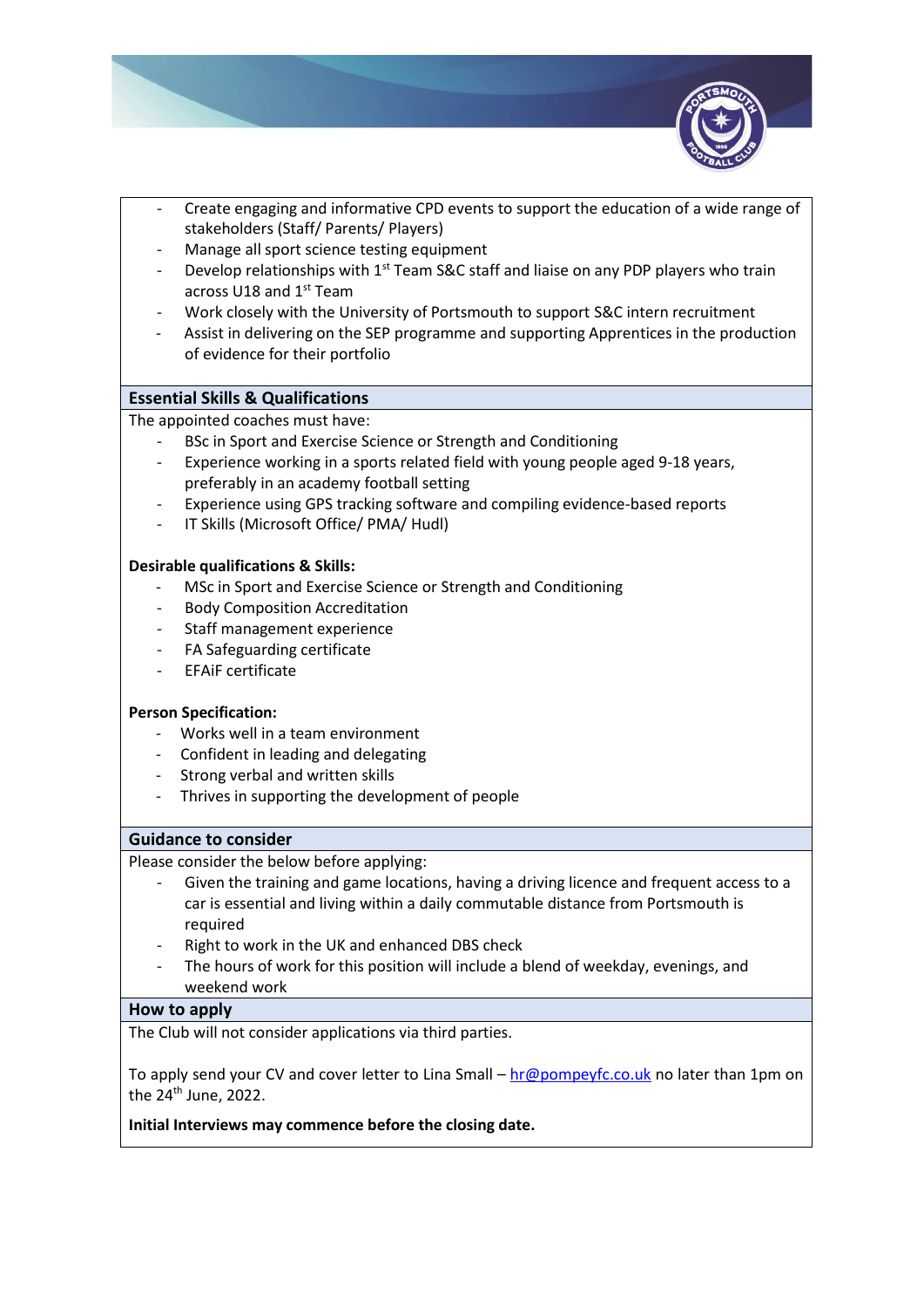- Create engaging and informative CPD events to support the education of a wide range of stakeholders (Staff/ Parents/ Players)
- Manage all sport science testing equipment
- Develop relationships with 1st Team S&C staff and liaise on any PDP players who train across U18 and 1st Team
- Work closely with the University of Portsmouth to support S&C intern recruitment
- Assist in delivering on the SEP programme and supporting Apprentices in the production of evidence for their portfolio

## Essential Skills & Qualifications

The appointed coaches must have:

- BSc in Sport and Exercise Science or Strength and Conditioning
- Experience working in a sports related field with young people aged 9-18 years, preferably in an academy football setting
- Experience using GPS tracking software and compiling evidence-based reports
- IT Skills (Microsoft Office/ PMA/ Hudl)

**Desirable qualifications & Skills:**

- MSc in Sport and Exercise Science or Strength and Conditioning
- Body Composition Accreditation
- Staff management experience
- FA Safeguarding certificate
- EFAiF certificate

**Person Specification:**

- Works well in a team environment
- Confident in leading and delegating
- Strong verbal and written skills
- Thrives in supporting the development of people

## Guidance to consider

Please consider the below before applying:

- Given the training and game locations, having a driving licence and frequent access to a car is essential and living within a daily commutable distance from Portsmouth is required
- Right to work in the UK and enhanced DBS check
- The hours of work for this position will include a blend of weekday, evenings, and weekend work

## How to apply

The Club will not consider applications via third parties.

To apply send your CV and cover letter to Lina Small – hr@pompeyfc.co.uk no later than 1pm on the 24th June, 2022.

**Initial Interviews may commence before the closing date.**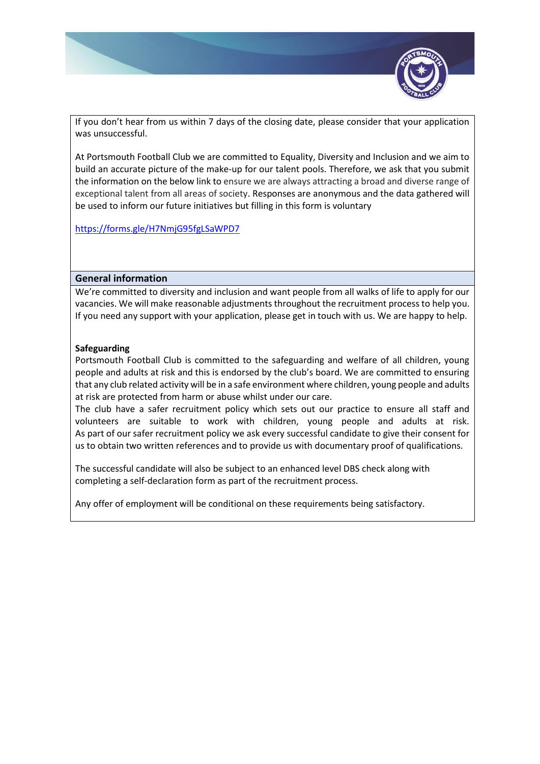If you don't hear from us within 7 days of the closing date, please consider that your application was unsuccessful.

At Portsmouth Football Club we are committed to Equality, Diversity and Inclusion and we aim to build an accurate picture of the make-up for our talent pools. Therefore, we ask that you submit the information on the below link to ensure we are always attracting a broad and diverse range of exceptional talent from all areas of society. Responses are anonymous and the data gathered will be used to inform our future initiatives but filling in this form is voluntary

https://forms.gle/H7NmjG95fgLSaWPD7

## General information

We're committed to diversity and inclusion and want people from all walks of life to apply for our vacancies. We will make reasonable adjustments throughout the recruitment process to help you. If you need any support with your application, please get in touch with us. We are happy to help.

**Safeguarding**

Portsmouth Football Club is committed to the safeguarding and welfare of all children, young people and adults at risk and this is endorsed by the club's board. We are committed to ensuring that any club related activity will be in a safe environment where children, young people and adults at risk are protected from harm or abuse whilst under our care.

The club have a safer recruitment policy which sets out our practice to ensure all staff and volunteers are suitable to work with children, young people and adults at risk. As part of our safer recruitment policy we ask every successful candidate to give their consent for us to obtain two written references and to provide us with documentary proof of qualifications.

The successful candidate will also be subject to an enhanced level DBS check along with completing a self-declaration form as part of the recruitment process.

Any offer of employment will be conditional on these requirements being satisfactory.